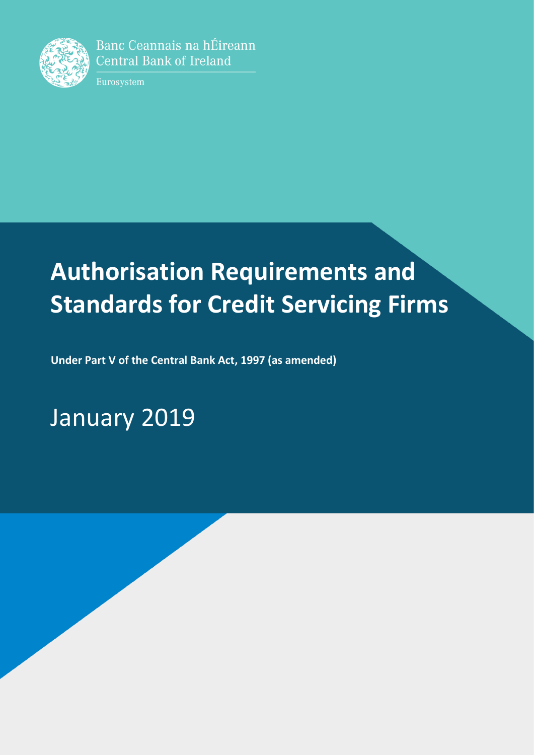Banc Ceannais na hÉireann
Central Bank of Ireland

Eurosystem

# Authorisation Requirements and Standards for Credit Servicing Firms

**Under Part V of the Central Bank Act, 1997 (as amended)**

January 2019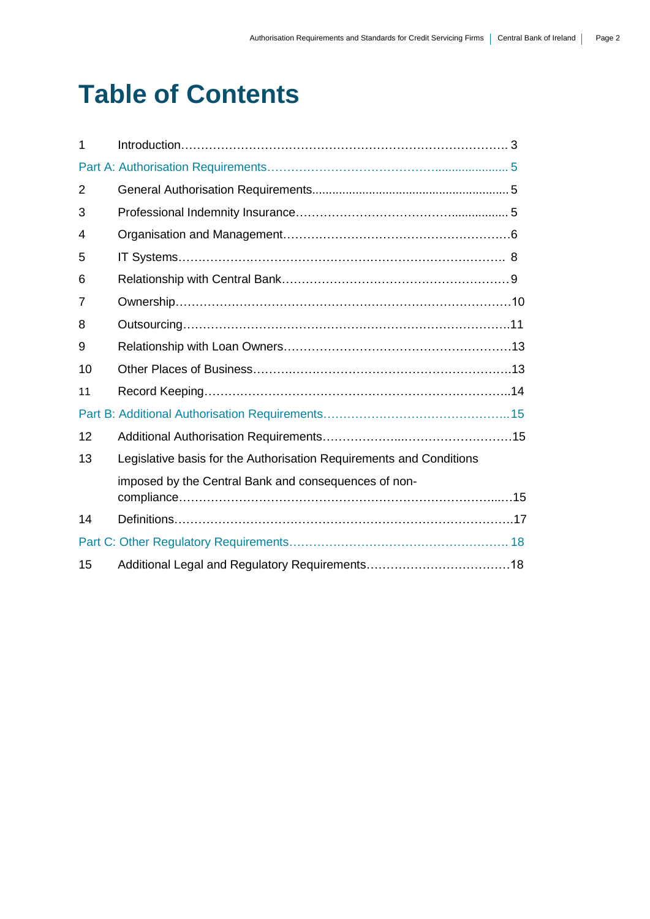# Table of Contents

| | | |
|---|---|---|
| 1 | Introduction | 3 |
| Part A: Authorisation Requirements | | 5 |
| 2 | General Authorisation Requirements | 5 |
| 3 | Professional Indemnity Insurance | 5 |
| 4 | Organisation and Management | 6 |
| 5 | IT Systems | 8 |
| 6 | Relationship with Central Bank | 9 |
| 7 | Ownership | 10 |
| 8 | Outsourcing | 11 |
| 9 | Relationship with Loan Owners | 13 |
| 10 | Other Places of Business | 13 |
| 11 | Record Keeping | 14 |
| Part B: Additional Authorisation Requirements | | 15 |
| 12 | Additional Authorisation Requirements | 15 |
| 13 | Legislative basis for the Authorisation Requirements and Conditions imposed by the Central Bank and consequences of non-compliance | 15 |
| 14 | Definitions | 17 |
| Part C: Other Regulatory Requirements | | 18 |
| 15 | Additional Legal and Regulatory Requirements | 18 |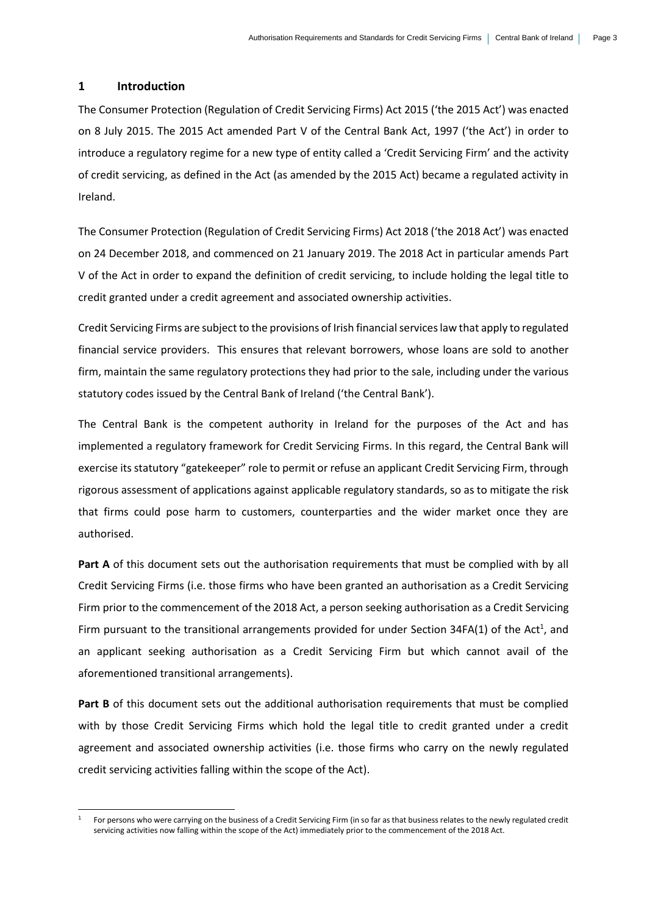## 1 Introduction

The Consumer Protection (Regulation of Credit Servicing Firms) Act 2015 ('the 2015 Act') was enacted on 8 July 2015. The 2015 Act amended Part V of the Central Bank Act, 1997 ('the Act') in order to introduce a regulatory regime for a new type of entity called a 'Credit Servicing Firm' and the activity of credit servicing, as defined in the Act (as amended by the 2015 Act) became a regulated activity in Ireland.

The Consumer Protection (Regulation of Credit Servicing Firms) Act 2018 ('the 2018 Act') was enacted on 24 December 2018, and commenced on 21 January 2019. The 2018 Act in particular amends Part V of the Act in order to expand the definition of credit servicing, to include holding the legal title to credit granted under a credit agreement and associated ownership activities.

Credit Servicing Firms are subject to the provisions of Irish financial services law that apply to regulated financial service providers. This ensures that relevant borrowers, whose loans are sold to another firm, maintain the same regulatory protections they had prior to the sale, including under the various statutory codes issued by the Central Bank of Ireland ('the Central Bank').

The Central Bank is the competent authority in Ireland for the purposes of the Act and has implemented a regulatory framework for Credit Servicing Firms. In this regard, the Central Bank will exercise its statutory "gatekeeper" role to permit or refuse an applicant Credit Servicing Firm, through rigorous assessment of applications against applicable regulatory standards, so as to mitigate the risk that firms could pose harm to customers, counterparties and the wider market once they are authorised.

**Part A** of this document sets out the authorisation requirements that must be complied with by all Credit Servicing Firms (i.e. those firms who have been granted an authorisation as a Credit Servicing Firm prior to the commencement of the 2018 Act, a person seeking authorisation as a Credit Servicing Firm pursuant to the transitional arrangements provided for under Section 34FA(1) of the Act[1], and an applicant seeking authorisation as a Credit Servicing Firm but which cannot avail of the aforementioned transitional arrangements).

**Part B** of this document sets out the additional authorisation requirements that must be complied with by those Credit Servicing Firms which hold the legal title to credit granted under a credit agreement and associated ownership activities (i.e. those firms who carry on the newly regulated credit servicing activities falling within the scope of the Act).

[1] For persons who were carrying on the business of a Credit Servicing Firm (in so far as that business relates to the newly regulated credit servicing activities now falling within the scope of the Act) immediately prior to the commencement of the 2018 Act.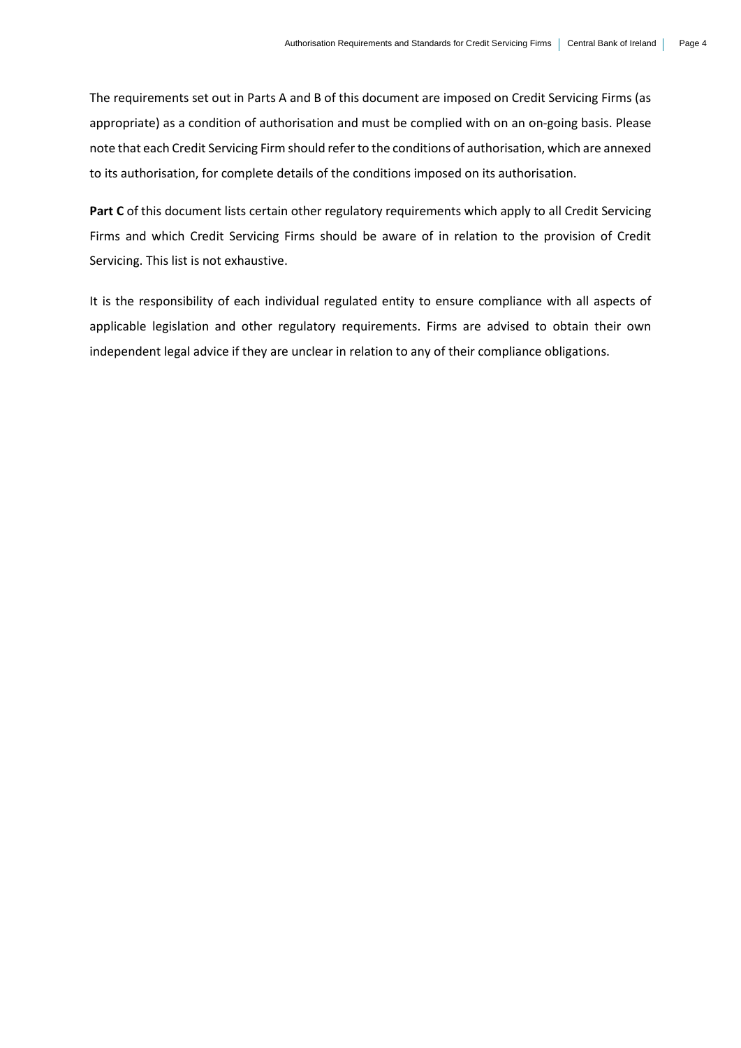The requirements set out in Parts A and B of this document are imposed on Credit Servicing Firms (as appropriate) as a condition of authorisation and must be complied with on an on-going basis. Please note that each Credit Servicing Firm should refer to the conditions of authorisation, which are annexed to its authorisation, for complete details of the conditions imposed on its authorisation.

**Part C** of this document lists certain other regulatory requirements which apply to all Credit Servicing Firms and which Credit Servicing Firms should be aware of in relation to the provision of Credit Servicing. This list is not exhaustive.

It is the responsibility of each individual regulated entity to ensure compliance with all aspects of applicable legislation and other regulatory requirements. Firms are advised to obtain their own independent legal advice if they are unclear in relation to any of their compliance obligations.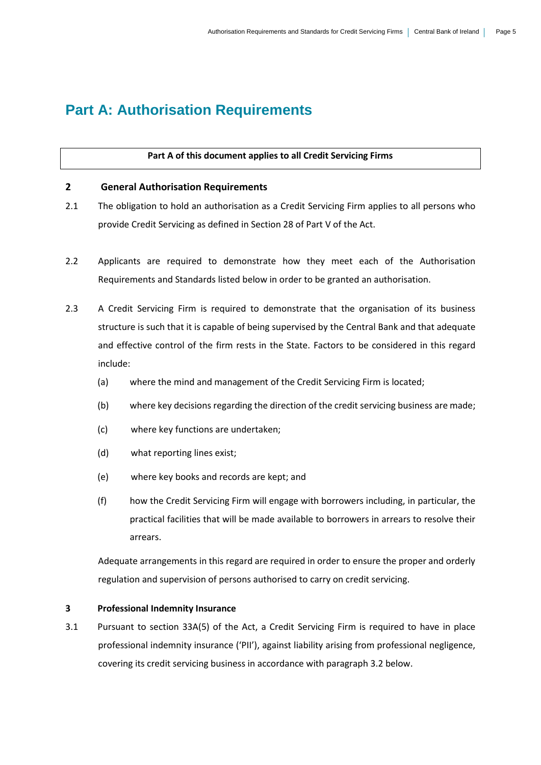# Part A: Authorisation Requirements

**Part A of this document applies to all Credit Servicing Firms**

## 2 General Authorisation Requirements

2.1 The obligation to hold an authorisation as a Credit Servicing Firm applies to all persons who provide Credit Servicing as defined in Section 28 of Part V of the Act.

2.2 Applicants are required to demonstrate how they meet each of the Authorisation Requirements and Standards listed below in order to be granted an authorisation.

2.3 A Credit Servicing Firm is required to demonstrate that the organisation of its business structure is such that it is capable of being supervised by the Central Bank and that adequate and effective control of the firm rests in the State. Factors to be considered in this regard include:

(a) where the mind and management of the Credit Servicing Firm is located;

(b) where key decisions regarding the direction of the credit servicing business are made;

(c) where key functions are undertaken;

(d) what reporting lines exist;

(e) where key books and records are kept; and

(f) how the Credit Servicing Firm will engage with borrowers including, in particular, the practical facilities that will be made available to borrowers in arrears to resolve their arrears.

Adequate arrangements in this regard are required in order to ensure the proper and orderly regulation and supervision of persons authorised to carry on credit servicing.

## 3 Professional Indemnity Insurance

3.1 Pursuant to section 33A(5) of the Act, a Credit Servicing Firm is required to have in place professional indemnity insurance ('PII'), against liability arising from professional negligence, covering its credit servicing business in accordance with paragraph 3.2 below.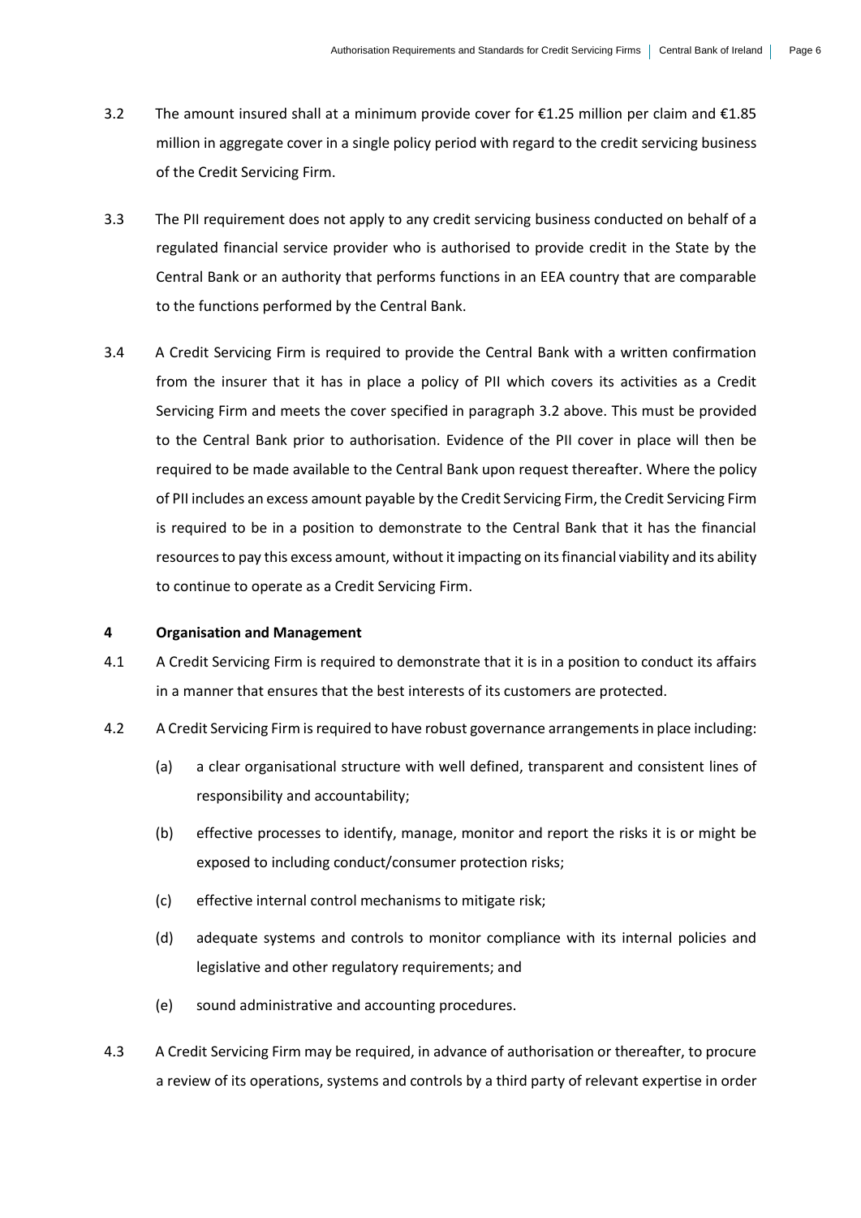3.2 The amount insured shall at a minimum provide cover for €1.25 million per claim and €1.85 million in aggregate cover in a single policy period with regard to the credit servicing business of the Credit Servicing Firm.

3.3 The PII requirement does not apply to any credit servicing business conducted on behalf of a regulated financial service provider who is authorised to provide credit in the State by the Central Bank or an authority that performs functions in an EEA country that are comparable to the functions performed by the Central Bank.

3.4 A Credit Servicing Firm is required to provide the Central Bank with a written confirmation from the insurer that it has in place a policy of PII which covers its activities as a Credit Servicing Firm and meets the cover specified in paragraph 3.2 above. This must be provided to the Central Bank prior to authorisation. Evidence of the PII cover in place will then be required to be made available to the Central Bank upon request thereafter. Where the policy of PII includes an excess amount payable by the Credit Servicing Firm, the Credit Servicing Firm is required to be in a position to demonstrate to the Central Bank that it has the financial resources to pay this excess amount, without it impacting on its financial viability and its ability to continue to operate as a Credit Servicing Firm.

## 4 Organisation and Management

4.1 A Credit Servicing Firm is required to demonstrate that it is in a position to conduct its affairs in a manner that ensures that the best interests of its customers are protected.

4.2 A Credit Servicing Firm is required to have robust governance arrangements in place including:

- (a) a clear organisational structure with well defined, transparent and consistent lines of responsibility and accountability;
- (b) effective processes to identify, manage, monitor and report the risks it is or might be exposed to including conduct/consumer protection risks;
- (c) effective internal control mechanisms to mitigate risk;
- (d) adequate systems and controls to monitor compliance with its internal policies and legislative and other regulatory requirements; and
- (e) sound administrative and accounting procedures.

4.3 A Credit Servicing Firm may be required, in advance of authorisation or thereafter, to procure a review of its operations, systems and controls by a third party of relevant expertise in order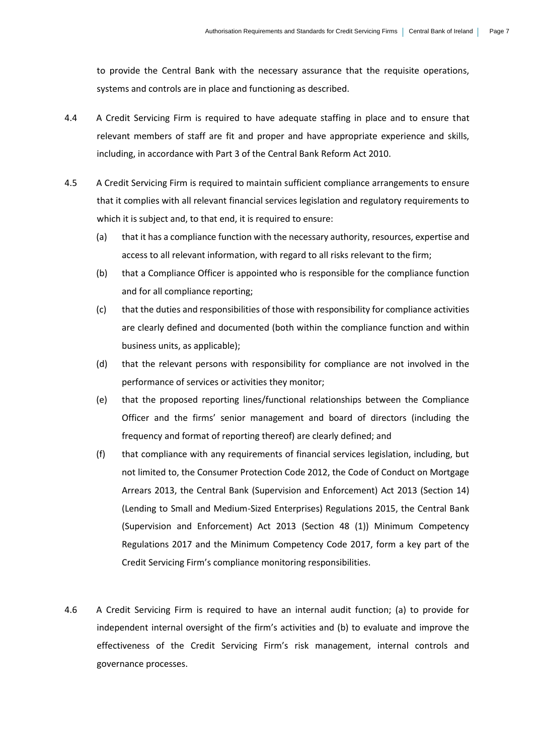to provide the Central Bank with the necessary assurance that the requisite operations, systems and controls are in place and functioning as described.

4.4 A Credit Servicing Firm is required to have adequate staffing in place and to ensure that relevant members of staff are fit and proper and have appropriate experience and skills, including, in accordance with Part 3 of the Central Bank Reform Act 2010.

4.5 A Credit Servicing Firm is required to maintain sufficient compliance arrangements to ensure that it complies with all relevant financial services legislation and regulatory requirements to which it is subject and, to that end, it is required to ensure:

(a) that it has a compliance function with the necessary authority, resources, expertise and access to all relevant information, with regard to all risks relevant to the firm;

(b) that a Compliance Officer is appointed who is responsible for the compliance function and for all compliance reporting;

(c) that the duties and responsibilities of those with responsibility for compliance activities are clearly defined and documented (both within the compliance function and within business units, as applicable);

(d) that the relevant persons with responsibility for compliance are not involved in the performance of services or activities they monitor;

(e) that the proposed reporting lines/functional relationships between the Compliance Officer and the firms' senior management and board of directors (including the frequency and format of reporting thereof) are clearly defined; and

(f) that compliance with any requirements of financial services legislation, including, but not limited to, the Consumer Protection Code 2012, the Code of Conduct on Mortgage Arrears 2013, the Central Bank (Supervision and Enforcement) Act 2013 (Section 14) (Lending to Small and Medium-Sized Enterprises) Regulations 2015, the Central Bank (Supervision and Enforcement) Act 2013 (Section 48 (1)) Minimum Competency Regulations 2017 and the Minimum Competency Code 2017, form a key part of the Credit Servicing Firm's compliance monitoring responsibilities.

4.6 A Credit Servicing Firm is required to have an internal audit function; (a) to provide for independent internal oversight of the firm's activities and (b) to evaluate and improve the effectiveness of the Credit Servicing Firm's risk management, internal controls and governance processes.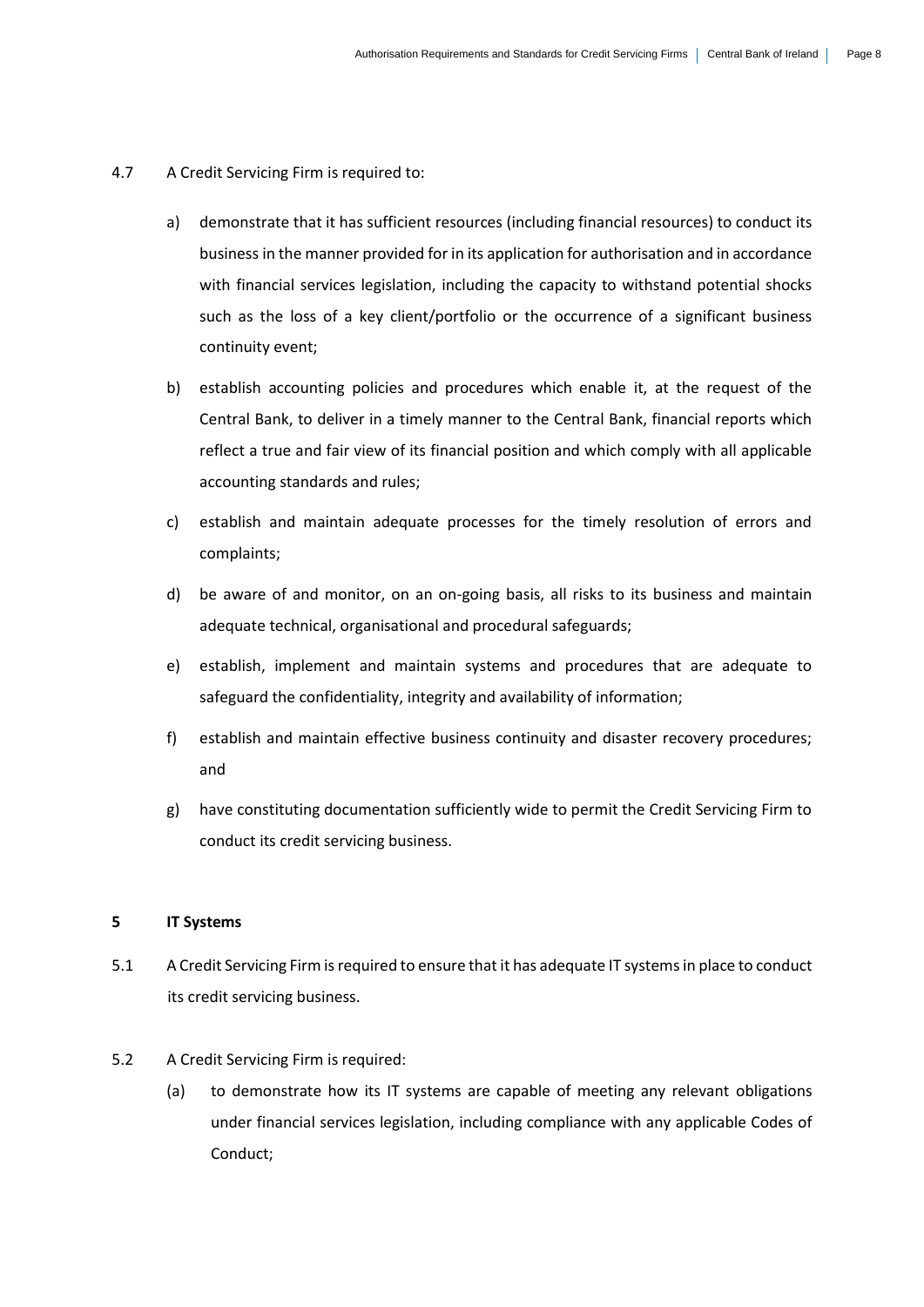4.7 A Credit Servicing Firm is required to:

a) demonstrate that it has sufficient resources (including financial resources) to conduct its business in the manner provided for in its application for authorisation and in accordance with financial services legislation, including the capacity to withstand potential shocks such as the loss of a key client/portfolio or the occurrence of a significant business continuity event;

b) establish accounting policies and procedures which enable it, at the request of the Central Bank, to deliver in a timely manner to the Central Bank, financial reports which reflect a true and fair view of its financial position and which comply with all applicable accounting standards and rules;

c) establish and maintain adequate processes for the timely resolution of errors and complaints;

d) be aware of and monitor, on an on-going basis, all risks to its business and maintain adequate technical, organisational and procedural safeguards;

e) establish, implement and maintain systems and procedures that are adequate to safeguard the confidentiality, integrity and availability of information;

f) establish and maintain effective business continuity and disaster recovery procedures; and

g) have constituting documentation sufficiently wide to permit the Credit Servicing Firm to conduct its credit servicing business.

## 5 IT Systems

5.1 A Credit Servicing Firm is required to ensure that it has adequate IT systems in place to conduct its credit servicing business.

5.2 A Credit Servicing Firm is required:

(a) to demonstrate how its IT systems are capable of meeting any relevant obligations under financial services legislation, including compliance with any applicable Codes of Conduct;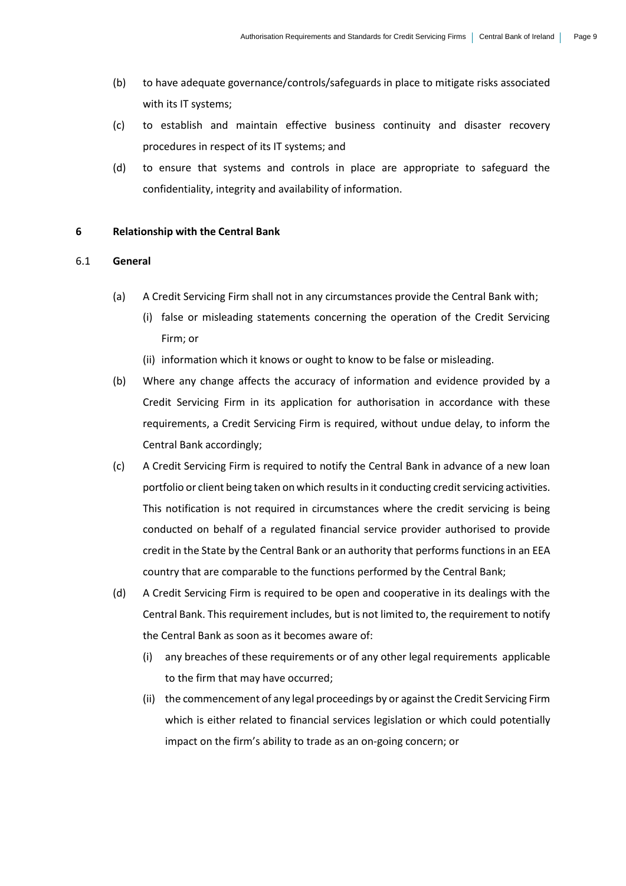(b) to have adequate governance/controls/safeguards in place to mitigate risks associated with its IT systems;

(c) to establish and maintain effective business continuity and disaster recovery procedures in respect of its IT systems; and

(d) to ensure that systems and controls in place are appropriate to safeguard the confidentiality, integrity and availability of information.

## 6 Relationship with the Central Bank

### 6.1 General

(a) A Credit Servicing Firm shall not in any circumstances provide the Central Bank with;

  (i) false or misleading statements concerning the operation of the Credit Servicing Firm; or

  (ii) information which it knows or ought to know to be false or misleading.

(b) Where any change affects the accuracy of information and evidence provided by a Credit Servicing Firm in its application for authorisation in accordance with these requirements, a Credit Servicing Firm is required, without undue delay, to inform the Central Bank accordingly;

(c) A Credit Servicing Firm is required to notify the Central Bank in advance of a new loan portfolio or client being taken on which results in it conducting credit servicing activities. This notification is not required in circumstances where the credit servicing is being conducted on behalf of a regulated financial service provider authorised to provide credit in the State by the Central Bank or an authority that performs functions in an EEA country that are comparable to the functions performed by the Central Bank;

(d) A Credit Servicing Firm is required to be open and cooperative in its dealings with the Central Bank. This requirement includes, but is not limited to, the requirement to notify the Central Bank as soon as it becomes aware of:

  (i) any breaches of these requirements or of any other legal requirements applicable to the firm that may have occurred;

  (ii) the commencement of any legal proceedings by or against the Credit Servicing Firm which is either related to financial services legislation or which could potentially impact on the firm's ability to trade as an on-going concern; or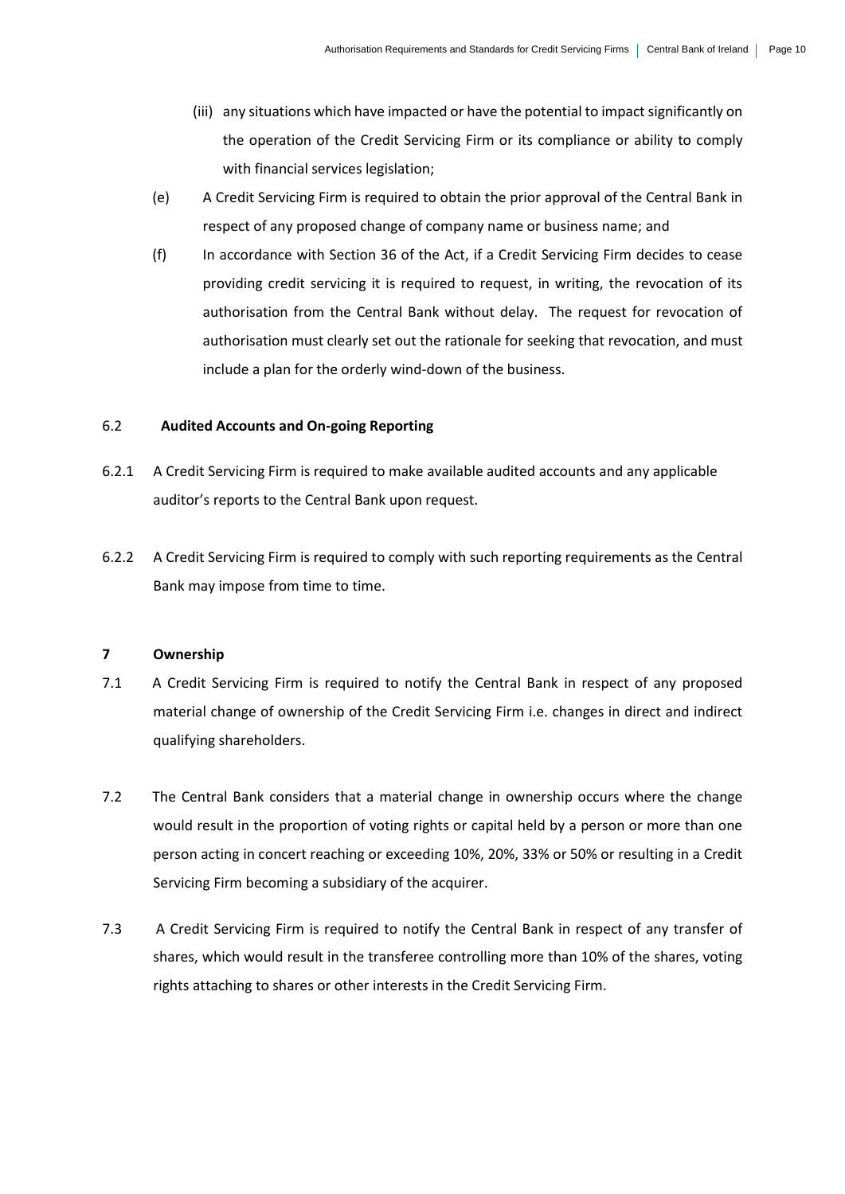(iii) any situations which have impacted or have the potential to impact significantly on the operation of the Credit Servicing Firm or its compliance or ability to comply with financial services legislation;

(e) A Credit Servicing Firm is required to obtain the prior approval of the Central Bank in respect of any proposed change of company name or business name; and

(f) In accordance with Section 36 of the Act, if a Credit Servicing Firm decides to cease providing credit servicing it is required to request, in writing, the revocation of its authorisation from the Central Bank without delay. The request for revocation of authorisation must clearly set out the rationale for seeking that revocation, and must include a plan for the orderly wind-down of the business.

### 6.2 Audited Accounts and On-going Reporting

6.2.1 A Credit Servicing Firm is required to make available audited accounts and any applicable auditor's reports to the Central Bank upon request.

6.2.2 A Credit Servicing Firm is required to comply with such reporting requirements as the Central Bank may impose from time to time.

## 7 Ownership

7.1 A Credit Servicing Firm is required to notify the Central Bank in respect of any proposed material change of ownership of the Credit Servicing Firm i.e. changes in direct and indirect qualifying shareholders.

7.2 The Central Bank considers that a material change in ownership occurs where the change would result in the proportion of voting rights or capital held by a person or more than one person acting in concert reaching or exceeding 10%, 20%, 33% or 50% or resulting in a Credit Servicing Firm becoming a subsidiary of the acquirer.

7.3 A Credit Servicing Firm is required to notify the Central Bank in respect of any transfer of shares, which would result in the transferee controlling more than 10% of the shares, voting rights attaching to shares or other interests in the Credit Servicing Firm.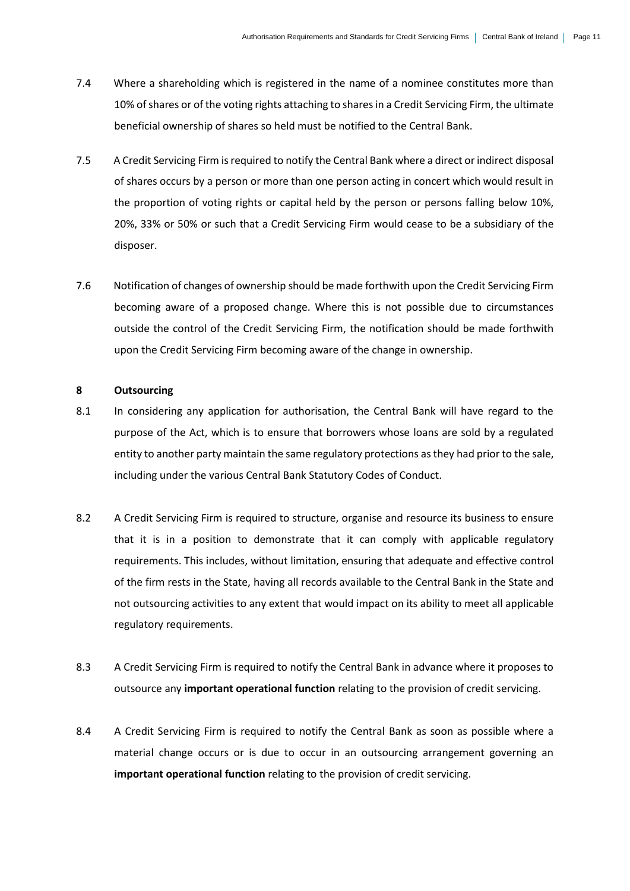7.4 Where a shareholding which is registered in the name of a nominee constitutes more than 10% of shares or of the voting rights attaching to shares in a Credit Servicing Firm, the ultimate beneficial ownership of shares so held must be notified to the Central Bank.

7.5 A Credit Servicing Firm is required to notify the Central Bank where a direct or indirect disposal of shares occurs by a person or more than one person acting in concert which would result in the proportion of voting rights or capital held by the person or persons falling below 10%, 20%, 33% or 50% or such that a Credit Servicing Firm would cease to be a subsidiary of the disposer.

7.6 Notification of changes of ownership should be made forthwith upon the Credit Servicing Firm becoming aware of a proposed change. Where this is not possible due to circumstances outside the control of the Credit Servicing Firm, the notification should be made forthwith upon the Credit Servicing Firm becoming aware of the change in ownership.

## 8 Outsourcing

8.1 In considering any application for authorisation, the Central Bank will have regard to the purpose of the Act, which is to ensure that borrowers whose loans are sold by a regulated entity to another party maintain the same regulatory protections as they had prior to the sale, including under the various Central Bank Statutory Codes of Conduct.

8.2 A Credit Servicing Firm is required to structure, organise and resource its business to ensure that it is in a position to demonstrate that it can comply with applicable regulatory requirements. This includes, without limitation, ensuring that adequate and effective control of the firm rests in the State, having all records available to the Central Bank in the State and not outsourcing activities to any extent that would impact on its ability to meet all applicable regulatory requirements.

8.3 A Credit Servicing Firm is required to notify the Central Bank in advance where it proposes to outsource any **important operational function** relating to the provision of credit servicing.

8.4 A Credit Servicing Firm is required to notify the Central Bank as soon as possible where a material change occurs or is due to occur in an outsourcing arrangement governing an **important operational function** relating to the provision of credit servicing.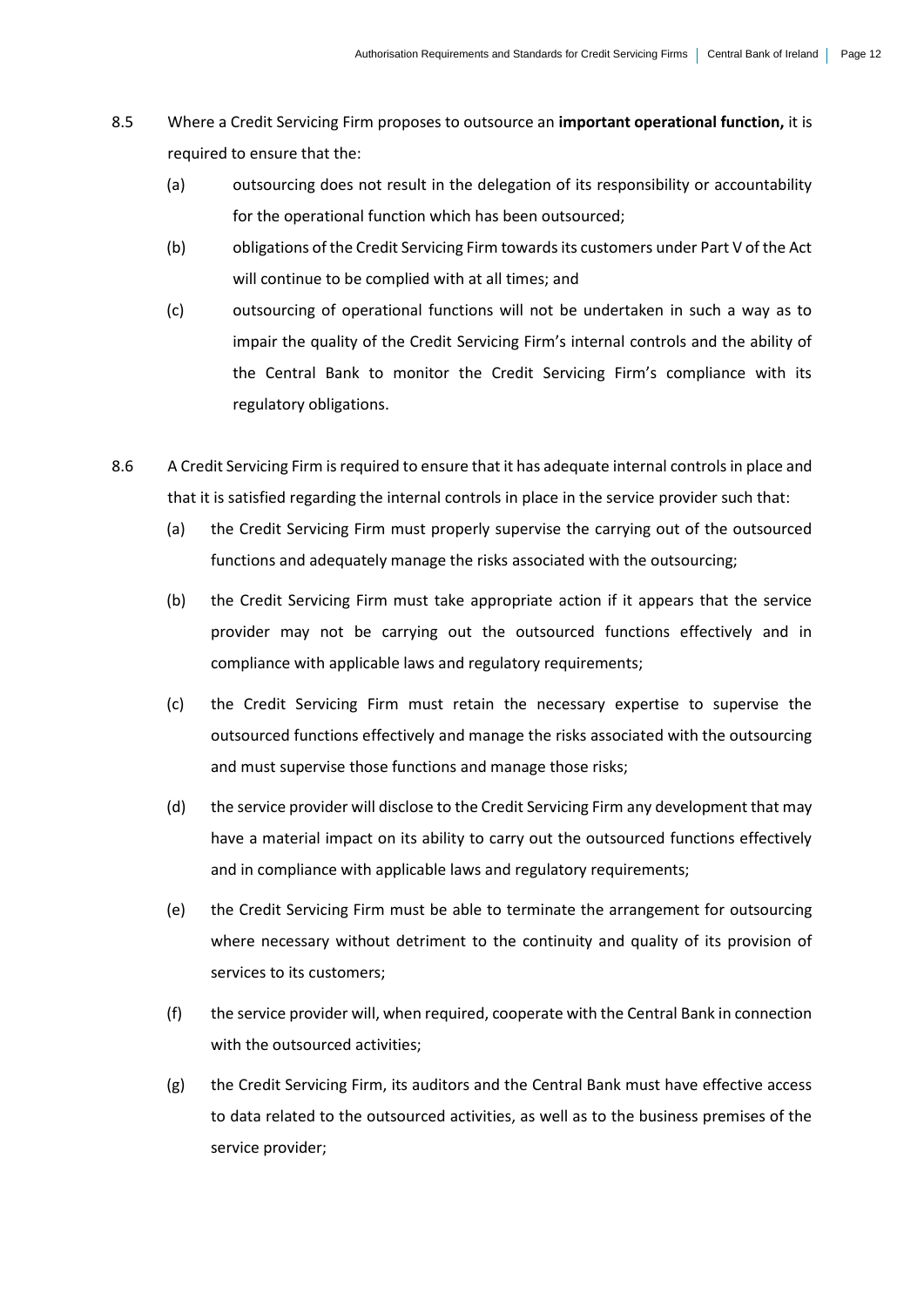8.5 Where a Credit Servicing Firm proposes to outsource an **important operational function,** it is required to ensure that the:

   (a) outsourcing does not result in the delegation of its responsibility or accountability for the operational function which has been outsourced;

   (b) obligations of the Credit Servicing Firm towards its customers under Part V of the Act will continue to be complied with at all times; and

   (c) outsourcing of operational functions will not be undertaken in such a way as to impair the quality of the Credit Servicing Firm's internal controls and the ability of the Central Bank to monitor the Credit Servicing Firm's compliance with its regulatory obligations.

8.6 A Credit Servicing Firm is required to ensure that it has adequate internal controls in place and that it is satisfied regarding the internal controls in place in the service provider such that:

   (a) the Credit Servicing Firm must properly supervise the carrying out of the outsourced functions and adequately manage the risks associated with the outsourcing;

   (b) the Credit Servicing Firm must take appropriate action if it appears that the service provider may not be carrying out the outsourced functions effectively and in compliance with applicable laws and regulatory requirements;

   (c) the Credit Servicing Firm must retain the necessary expertise to supervise the outsourced functions effectively and manage the risks associated with the outsourcing and must supervise those functions and manage those risks;

   (d) the service provider will disclose to the Credit Servicing Firm any development that may have a material impact on its ability to carry out the outsourced functions effectively and in compliance with applicable laws and regulatory requirements;

   (e) the Credit Servicing Firm must be able to terminate the arrangement for outsourcing where necessary without detriment to the continuity and quality of its provision of services to its customers;

   (f) the service provider will, when required, cooperate with the Central Bank in connection with the outsourced activities;

   (g) the Credit Servicing Firm, its auditors and the Central Bank must have effective access to data related to the outsourced activities, as well as to the business premises of the service provider;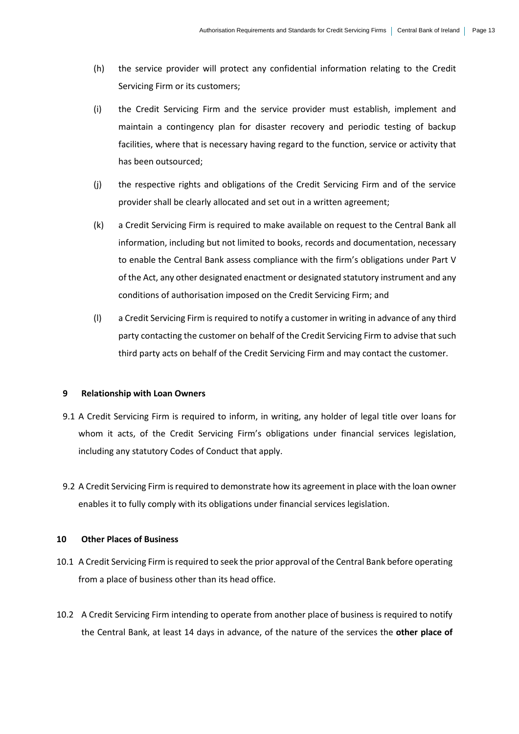(h) the service provider will protect any confidential information relating to the Credit Servicing Firm or its customers;

(i) the Credit Servicing Firm and the service provider must establish, implement and maintain a contingency plan for disaster recovery and periodic testing of backup facilities, where that is necessary having regard to the function, service or activity that has been outsourced;

(j) the respective rights and obligations of the Credit Servicing Firm and of the service provider shall be clearly allocated and set out in a written agreement;

(k) a Credit Servicing Firm is required to make available on request to the Central Bank all information, including but not limited to books, records and documentation, necessary to enable the Central Bank assess compliance with the firm's obligations under Part V of the Act, any other designated enactment or designated statutory instrument and any conditions of authorisation imposed on the Credit Servicing Firm; and

(l) a Credit Servicing Firm is required to notify a customer in writing in advance of any third party contacting the customer on behalf of the Credit Servicing Firm to advise that such third party acts on behalf of the Credit Servicing Firm and may contact the customer.

## 9 Relationship with Loan Owners

9.1 A Credit Servicing Firm is required to inform, in writing, any holder of legal title over loans for whom it acts, of the Credit Servicing Firm's obligations under financial services legislation, including any statutory Codes of Conduct that apply.

9.2 A Credit Servicing Firm is required to demonstrate how its agreement in place with the loan owner enables it to fully comply with its obligations under financial services legislation.

## 10 Other Places of Business

10.1 A Credit Servicing Firm is required to seek the prior approval of the Central Bank before operating from a place of business other than its head office.

10.2 A Credit Servicing Firm intending to operate from another place of business is required to notify the Central Bank, at least 14 days in advance, of the nature of the services the **other place of**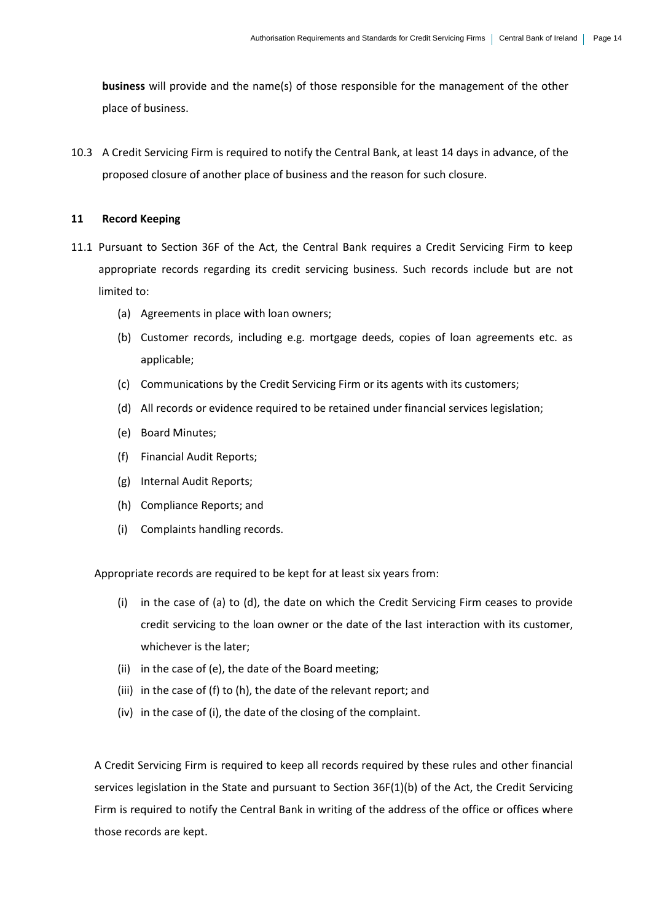**business** will provide and the name(s) of those responsible for the management of the other place of business.

10.3 A Credit Servicing Firm is required to notify the Central Bank, at least 14 days in advance, of the proposed closure of another place of business and the reason for such closure.

## 11 Record Keeping

11.1 Pursuant to Section 36F of the Act, the Central Bank requires a Credit Servicing Firm to keep appropriate records regarding its credit servicing business. Such records include but are not limited to:

(a) Agreements in place with loan owners;

(b) Customer records, including e.g. mortgage deeds, copies of loan agreements etc. as applicable;

(c) Communications by the Credit Servicing Firm or its agents with its customers;

(d) All records or evidence required to be retained under financial services legislation;

(e) Board Minutes;

(f) Financial Audit Reports;

(g) Internal Audit Reports;

(h) Compliance Reports; and

(i) Complaints handling records.

Appropriate records are required to be kept for at least six years from:

(i) in the case of (a) to (d), the date on which the Credit Servicing Firm ceases to provide credit servicing to the loan owner or the date of the last interaction with its customer, whichever is the later;

(ii) in the case of (e), the date of the Board meeting;

(iii) in the case of (f) to (h), the date of the relevant report; and

(iv) in the case of (i), the date of the closing of the complaint.

A Credit Servicing Firm is required to keep all records required by these rules and other financial services legislation in the State and pursuant to Section 36F(1)(b) of the Act, the Credit Servicing Firm is required to notify the Central Bank in writing of the address of the office or offices where those records are kept.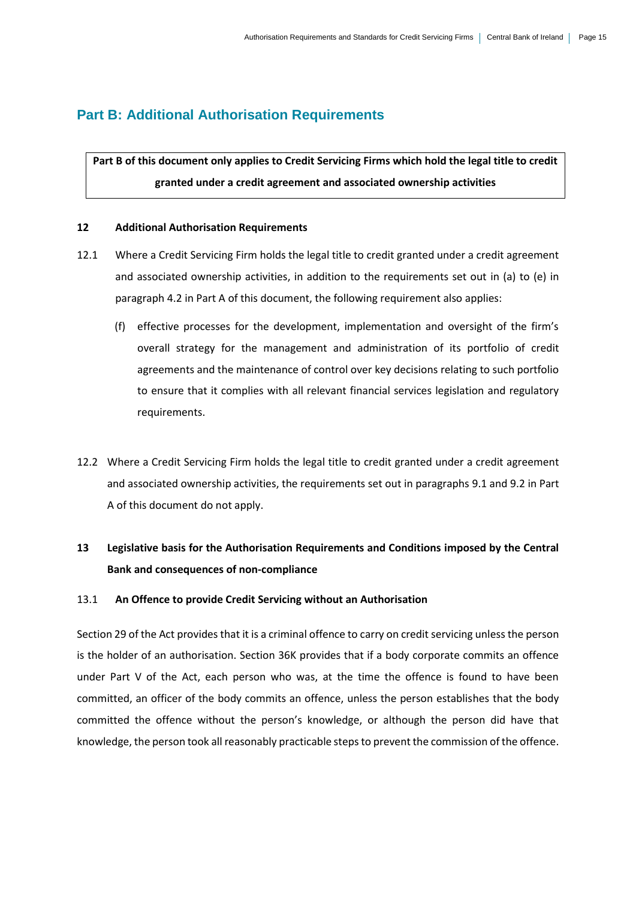## Part B: Additional Authorisation Requirements

**Part B of this document only applies to Credit Servicing Firms which hold the legal title to credit granted under a credit agreement and associated ownership activities**

### 12 Additional Authorisation Requirements

12.1 Where a Credit Servicing Firm holds the legal title to credit granted under a credit agreement and associated ownership activities, in addition to the requirements set out in (a) to (e) in paragraph 4.2 in Part A of this document, the following requirement also applies:

(f) effective processes for the development, implementation and oversight of the firm's overall strategy for the management and administration of its portfolio of credit agreements and the maintenance of control over key decisions relating to such portfolio to ensure that it complies with all relevant financial services legislation and regulatory requirements.

12.2 Where a Credit Servicing Firm holds the legal title to credit granted under a credit agreement and associated ownership activities, the requirements set out in paragraphs 9.1 and 9.2 in Part A of this document do not apply.

### 13 Legislative basis for the Authorisation Requirements and Conditions imposed by the Central Bank and consequences of non-compliance

#### 13.1 An Offence to provide Credit Servicing without an Authorisation

Section 29 of the Act provides that it is a criminal offence to carry on credit servicing unless the person is the holder of an authorisation. Section 36K provides that if a body corporate commits an offence under Part V of the Act, each person who was, at the time the offence is found to have been committed, an officer of the body commits an offence, unless the person establishes that the body committed the offence without the person's knowledge, or although the person did have that knowledge, the person took all reasonably practicable steps to prevent the commission of the offence.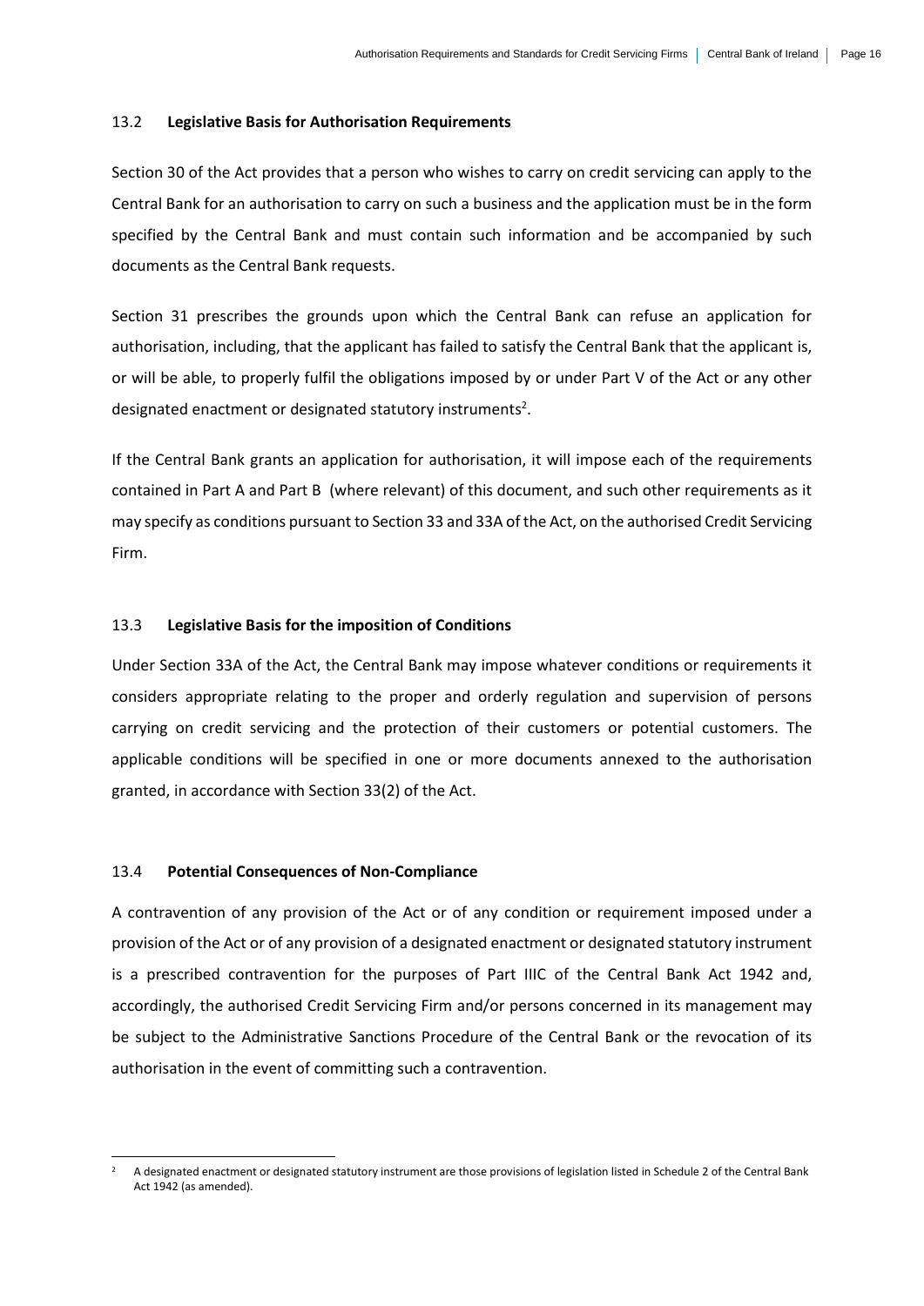### 13.2 **Legislative Basis for Authorisation Requirements**

Section 30 of the Act provides that a person who wishes to carry on credit servicing can apply to the Central Bank for an authorisation to carry on such a business and the application must be in the form specified by the Central Bank and must contain such information and be accompanied by such documents as the Central Bank requests.

Section 31 prescribes the grounds upon which the Central Bank can refuse an application for authorisation, including, that the applicant has failed to satisfy the Central Bank that the applicant is, or will be able, to properly fulfil the obligations imposed by or under Part V of the Act or any other designated enactment or designated statutory instruments[2].

If the Central Bank grants an application for authorisation, it will impose each of the requirements contained in Part A and Part B (where relevant) of this document, and such other requirements as it may specify as conditions pursuant to Section 33 and 33A of the Act, on the authorised Credit Servicing Firm.

### 13.3 **Legislative Basis for the imposition of Conditions**

Under Section 33A of the Act, the Central Bank may impose whatever conditions or requirements it considers appropriate relating to the proper and orderly regulation and supervision of persons carrying on credit servicing and the protection of their customers or potential customers. The applicable conditions will be specified in one or more documents annexed to the authorisation granted, in accordance with Section 33(2) of the Act.

### 13.4 **Potential Consequences of Non-Compliance**

A contravention of any provision of the Act or of any condition or requirement imposed under a provision of the Act or of any provision of a designated enactment or designated statutory instrument is a prescribed contravention for the purposes of Part IIIC of the Central Bank Act 1942 and, accordingly, the authorised Credit Servicing Firm and/or persons concerned in its management may be subject to the Administrative Sanctions Procedure of the Central Bank or the revocation of its authorisation in the event of committing such a contravention.

---

[2] A designated enactment or designated statutory instrument are those provisions of legislation listed in Schedule 2 of the Central Bank Act 1942 (as amended).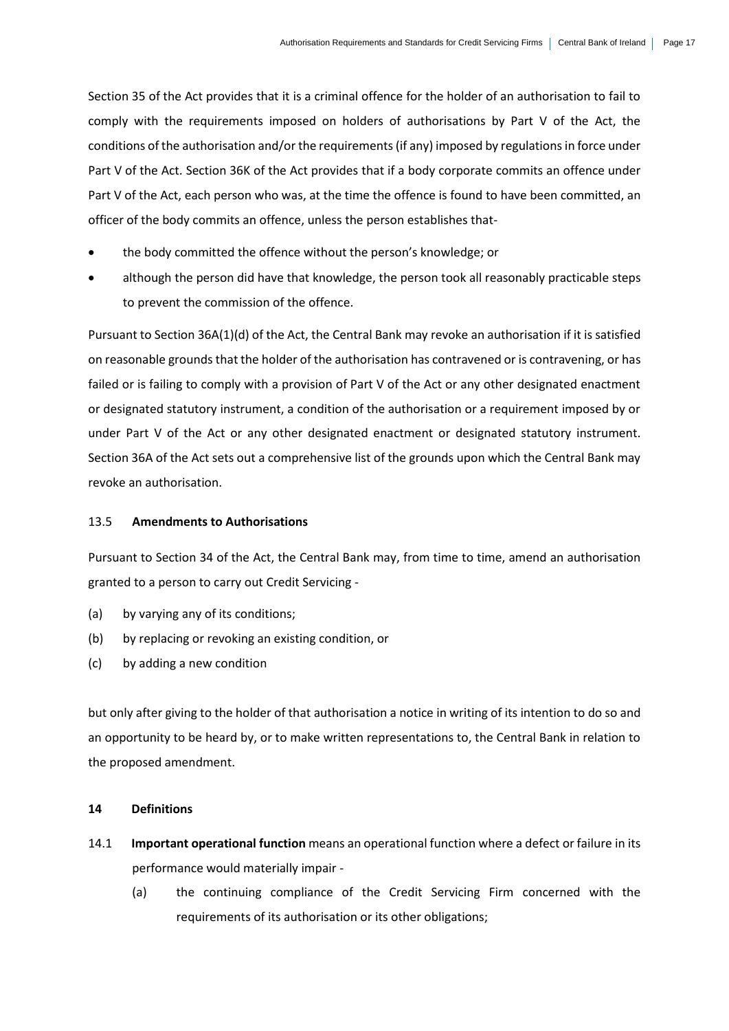Section 35 of the Act provides that it is a criminal offence for the holder of an authorisation to fail to comply with the requirements imposed on holders of authorisations by Part V of the Act, the conditions of the authorisation and/or the requirements (if any) imposed by regulations in force under Part V of the Act. Section 36K of the Act provides that if a body corporate commits an offence under Part V of the Act, each person who was, at the time the offence is found to have been committed, an officer of the body commits an offence, unless the person establishes that-

- the body committed the offence without the person's knowledge; or
- although the person did have that knowledge, the person took all reasonably practicable steps to prevent the commission of the offence.

Pursuant to Section 36A(1)(d) of the Act, the Central Bank may revoke an authorisation if it is satisfied on reasonable grounds that the holder of the authorisation has contravened or is contravening, or has failed or is failing to comply with a provision of Part V of the Act or any other designated enactment or designated statutory instrument, a condition of the authorisation or a requirement imposed by or under Part V of the Act or any other designated enactment or designated statutory instrument. Section 36A of the Act sets out a comprehensive list of the grounds upon which the Central Bank may revoke an authorisation.

### 13.5 **Amendments to Authorisations**

Pursuant to Section 34 of the Act, the Central Bank may, from time to time, amend an authorisation granted to a person to carry out Credit Servicing -

(a) by varying any of its conditions;

(b) by replacing or revoking an existing condition, or

(c) by adding a new condition

but only after giving to the holder of that authorisation a notice in writing of its intention to do so and an opportunity to be heard by, or to make written representations to, the Central Bank in relation to the proposed amendment.

## 14 Definitions

14.1 **Important operational function** means an operational function where a defect or failure in its performance would materially impair -

(a) the continuing compliance of the Credit Servicing Firm concerned with the requirements of its authorisation or its other obligations;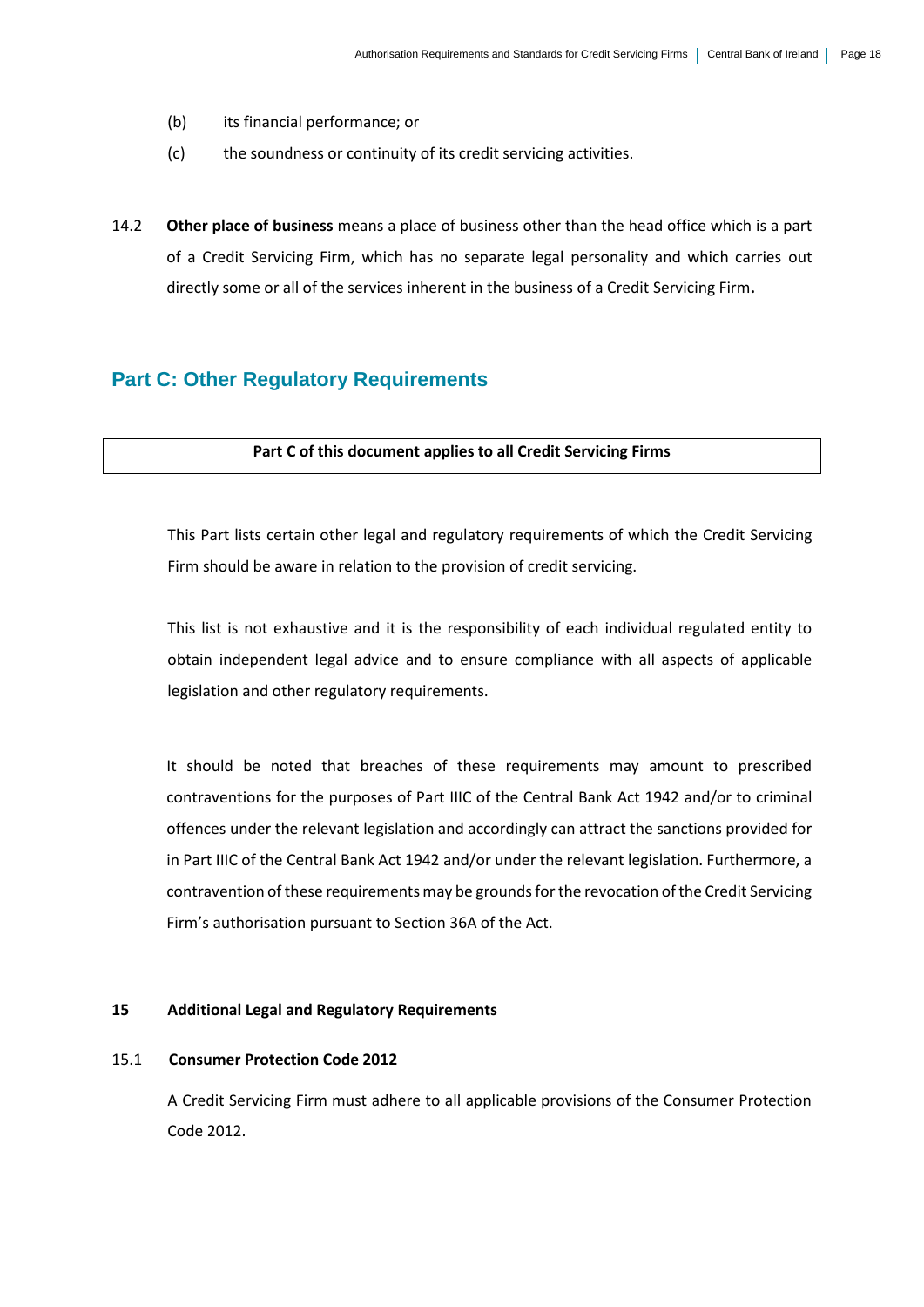(b) its financial performance; or

(c) the soundness or continuity of its credit servicing activities.

14.2 **Other place of business** means a place of business other than the head office which is a part of a Credit Servicing Firm, which has no separate legal personality and which carries out directly some or all of the services inherent in the business of a Credit Servicing Firm**.**

## Part C: Other Regulatory Requirements

| **Part C of this document applies to all Credit Servicing Firms** |
|---|

This Part lists certain other legal and regulatory requirements of which the Credit Servicing Firm should be aware in relation to the provision of credit servicing.

This list is not exhaustive and it is the responsibility of each individual regulated entity to obtain independent legal advice and to ensure compliance with all aspects of applicable legislation and other regulatory requirements.

It should be noted that breaches of these requirements may amount to prescribed contraventions for the purposes of Part IIIC of the Central Bank Act 1942 and/or to criminal offences under the relevant legislation and accordingly can attract the sanctions provided for in Part IIIC of the Central Bank Act 1942 and/or under the relevant legislation. Furthermore, a contravention of these requirements may be grounds for the revocation of the Credit Servicing Firm's authorisation pursuant to Section 36A of the Act.

### 15 Additional Legal and Regulatory Requirements

#### 15.1 Consumer Protection Code 2012

A Credit Servicing Firm must adhere to all applicable provisions of the Consumer Protection Code 2012.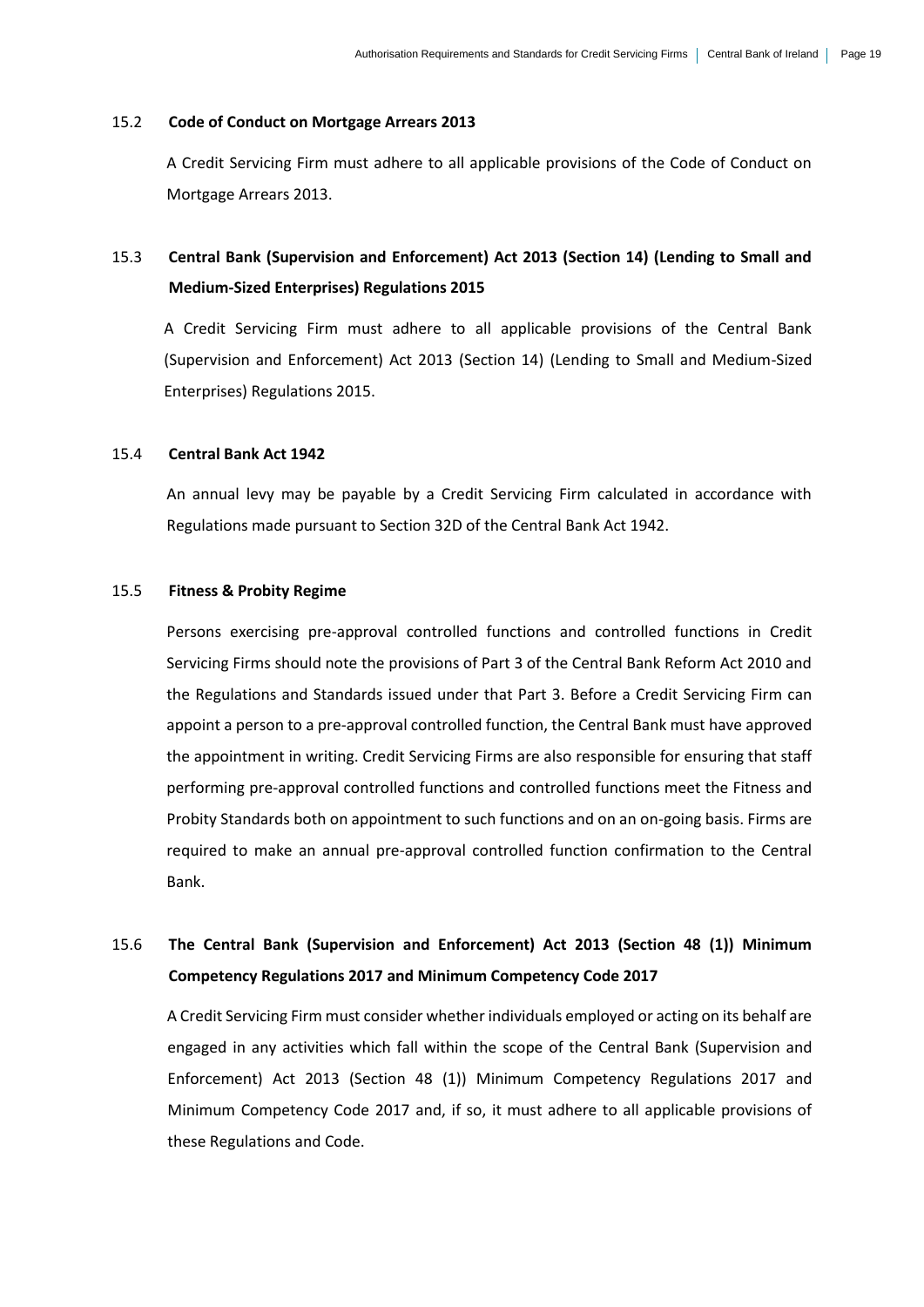### 15.2 Code of Conduct on Mortgage Arrears 2013

A Credit Servicing Firm must adhere to all applicable provisions of the Code of Conduct on Mortgage Arrears 2013.

### 15.3 Central Bank (Supervision and Enforcement) Act 2013 (Section 14) (Lending to Small and Medium-Sized Enterprises) Regulations 2015

A Credit Servicing Firm must adhere to all applicable provisions of the Central Bank (Supervision and Enforcement) Act 2013 (Section 14) (Lending to Small and Medium-Sized Enterprises) Regulations 2015.

### 15.4 Central Bank Act 1942

An annual levy may be payable by a Credit Servicing Firm calculated in accordance with Regulations made pursuant to Section 32D of the Central Bank Act 1942.

### 15.5 Fitness & Probity Regime

Persons exercising pre-approval controlled functions and controlled functions in Credit Servicing Firms should note the provisions of Part 3 of the Central Bank Reform Act 2010 and the Regulations and Standards issued under that Part 3. Before a Credit Servicing Firm can appoint a person to a pre-approval controlled function, the Central Bank must have approved the appointment in writing. Credit Servicing Firms are also responsible for ensuring that staff performing pre-approval controlled functions and controlled functions meet the Fitness and Probity Standards both on appointment to such functions and on an on-going basis. Firms are required to make an annual pre-approval controlled function confirmation to the Central Bank.

### 15.6 The Central Bank (Supervision and Enforcement) Act 2013 (Section 48 (1)) Minimum Competency Regulations 2017 and Minimum Competency Code 2017

A Credit Servicing Firm must consider whether individuals employed or acting on its behalf are engaged in any activities which fall within the scope of the Central Bank (Supervision and Enforcement) Act 2013 (Section 48 (1)) Minimum Competency Regulations 2017 and Minimum Competency Code 2017 and, if so, it must adhere to all applicable provisions of these Regulations and Code.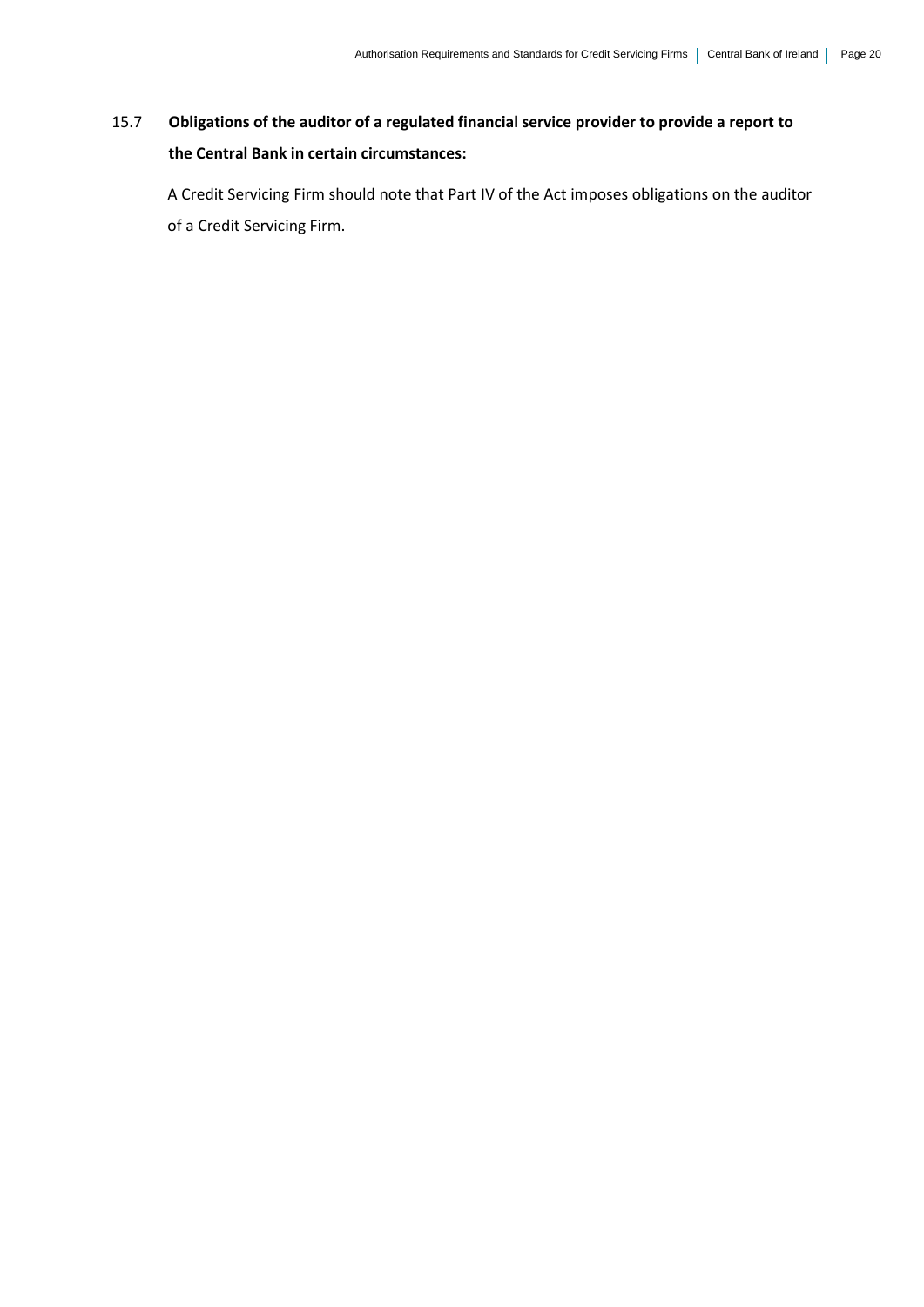15.7 **Obligations of the auditor of a regulated financial service provider to provide a report to the Central Bank in certain circumstances:**

A Credit Servicing Firm should note that Part IV of the Act imposes obligations on the auditor of a Credit Servicing Firm.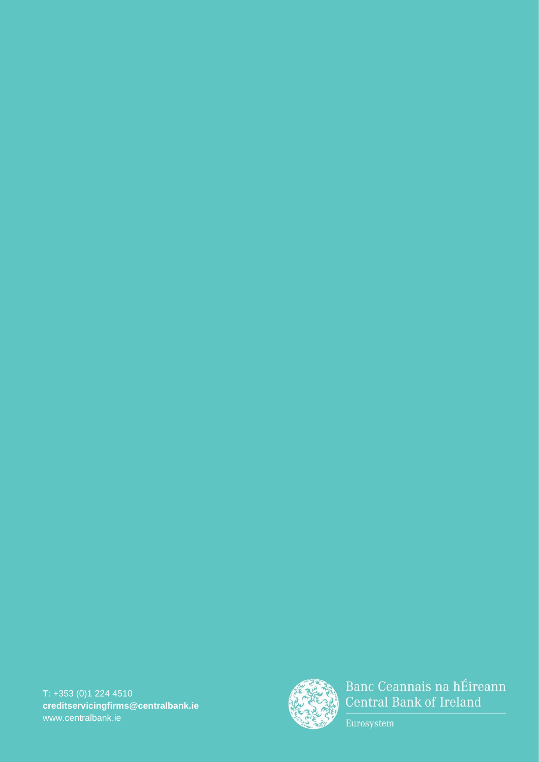**T**: +353 (0)1 224 4510
**creditservicingfirms@centralbank.ie**
www.centralbank.ie

Banc Ceannais na hÉireann
Central Bank of Ireland

Eurosystem